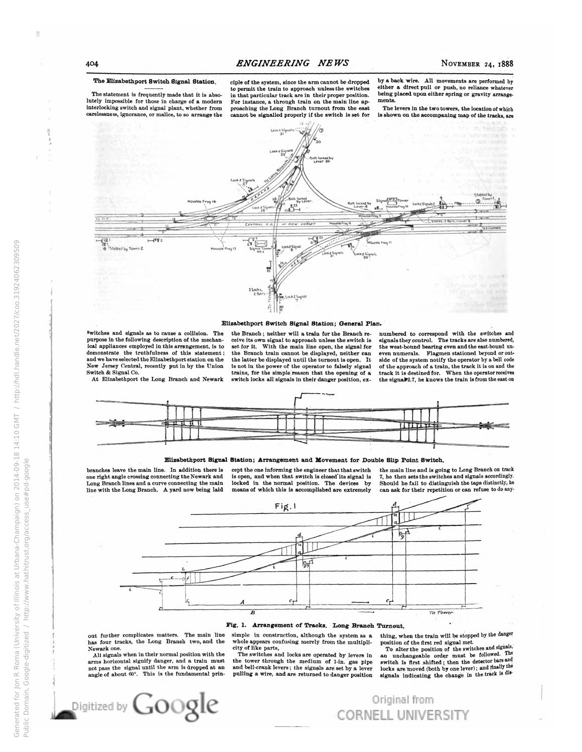## The Elizabethport Switch Signal Station.

The statement is frequently made that it is absolutely impossible for those in charge of a modern interlocking switch and signal plant, whether from carelessness, ignorance, or malice, to so arrange the switches and signals as to cause a collision. The purpose in the following description of the mechanical appliances employed in this arrangement, is to demonstrate the truthfulness of this statement; and we have selected the Elizabethport station on the New Jersey Central, recently put in by the Union Switch & Signal Co.

At Elizabethport the Long Branch and Newark branches leave the main line. In addition there is one right angle crossing connecting the Newark and Long Branch lines and a curve connecting the main line with the Long Branch. A yard now being laid out further complicates matters. The main line has four tracks, the Long Branch two, and the Newark one.

All signals when in their normal position with the arms horizontal signify danger, and a train must not pass the signal until the arm is dropped at an angle of about 60°. This is the fundamental principle of the system, since the arm cannot be dropped to permit the train to approach unless the switches in that particular track are in their proper position. For instance, a through train on the main line approaching the Long Branch turnout from the east cannot be signalled properly if the switch is set for the Branch; neither will a train for the Branch receive its own signal to approach unless the switch is set for it. With the main line open, the signal for the Branch train cannot be displayed, neither can the latter be displayed until the turnout is open. It is not in the power of the operator to falsely signal trains, for the simple reason that the opening of a switch locks all signals in their danger position, except the one informing the engineer that that switch is open, and when that switch is closed its signal is locked in the normal position. The devices by means of which this is accomplished are extremely simple in construction, although the system as a whole appears confusing merely from the multiplicity of like parts,

The switches and locks are operated by levers in the tower through the medium of 1-in. gas pipe and bell-crank levers; the signals are set by a lever pulling a wire, and are returned to danger position by a back wire. All movements are performed by either a direct pull or push, no reliance whatever being placed upon either spring or gravity arrangements.

The levers in the two towers, the location of which is shown on the accompaning map of the tracks, are numbered to correspond with the switches and signals they control. The tracks are also numbered, the west-bound bearing even and the east-bound uneven numerals. Flagmen stationed beyond or outside of the system notify the operator by a bell code of the approach of a train, the track it is on and the track it is destined for. When the operator receives the signal 2.7, he knows the train is from the east on the main line and is going to Long Branch on track 7, he then sets the switches and signals accordingly. Should he fail to distinguish the taps distinctly, he can ask for their repetition or can refuse to do anything, when the train will be stopped by the danger position of the first red signal met.

To alter the position of the switches and signals, an unchangeable order must be followed. The switch is first shifted; then the detector bars and locks are moved (both by one lever); and finally the signals indicating the change in the track is dis-

**Elizabethport Switch Signal Station; General Plan.**

**Elizabethport Signal Station; Arrangement and Movement for Double Slip Point Switch.**

**Fig. 1. Arrangement of Tracks. Long Branch Turnout.**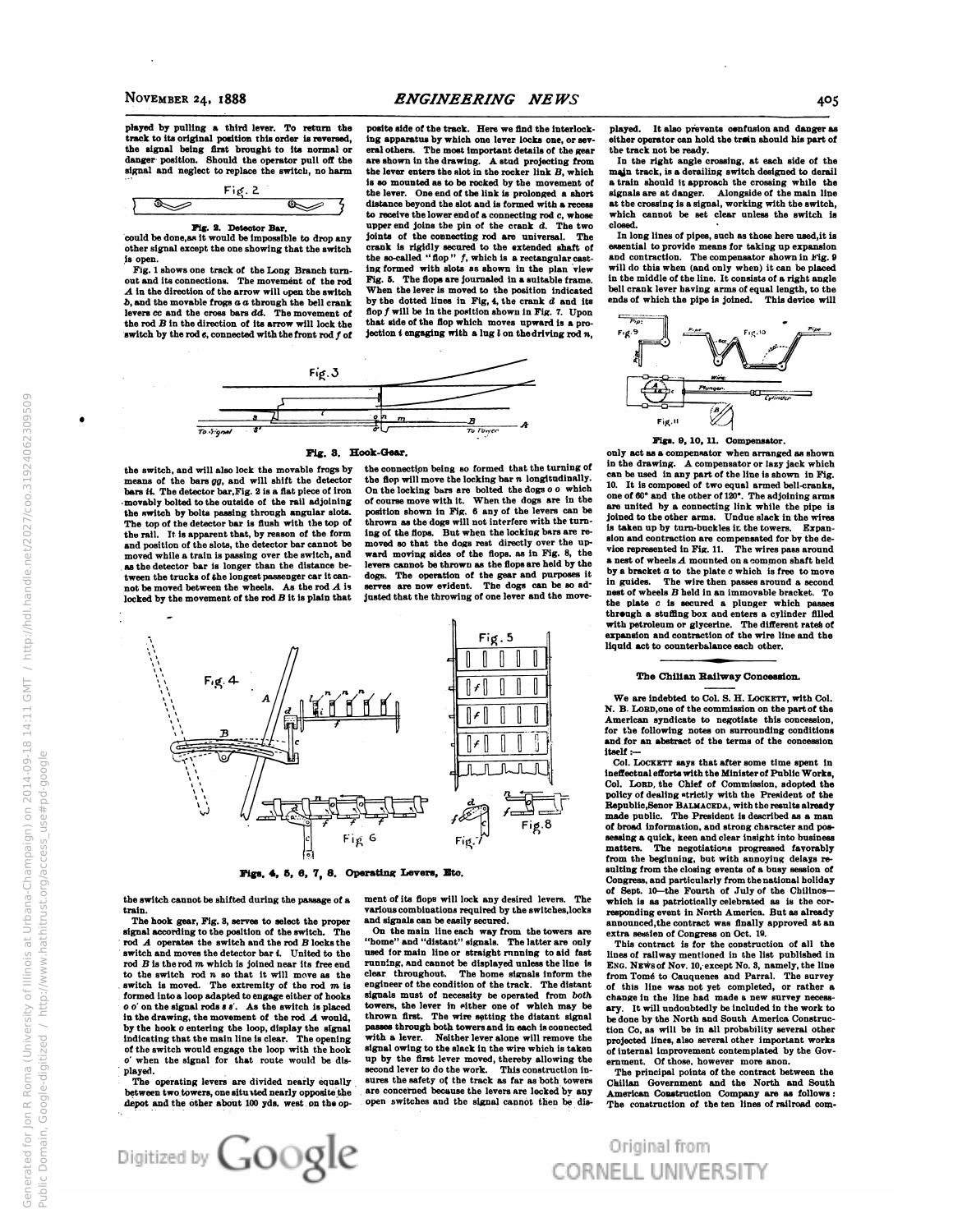played by pulling a third lever. To return the track to its original position this order is reversed, the signal being first brought to its normal or danger position. Should the operator pull off the signal and neglect to replace the switch, no harm

Fig. 2

**Fig. 2. Detector Bar.**

could be done, as it would be impossible to drop any other signal except the one showing that the switch is open.

Fig. 1 shows one track of the Long Branch turnout and its connections. The movement of the rod *A* in the direction of the arrow will open the switch *b*, and the movable frogs *a a* through the bell crank levers *cc* and the cross bars *dd*. The movement of the rod *B* in the direction of its arrow will lock the switch by the rod *e*, connected with the front rod *f* of the switch, and will also lock the movable frogs by means of the bars *gg*, and will shift the detector bars *ii*. The detector bar, Fig. 2 is a flat piece of iron movably bolted to the outside of the rail adjoining the switch by bolts passing through angular slots. The top of the detector bar is flush with the top of the rail. It is apparent that, by reason of the form and position of the slots, the detector bar cannot be moved while a train is passing over the switch, and as the detector bar is longer than the distance between the trucks of the longest passenger car it cannot be moved between the wheels. As the rod *A* is locked by the movement of the rod *B* it is plain that the switch cannot be shifted during the passage of a train.

Fig. 3

To Signal — To Tower

**Fig. 3. Hook-Gear.**

The hook gear, Fig. 3, serves to select the proper signal according to the position of the switch. The rod *A* operates the switch and the rod *B* locks the switch and moves the detector bar *i*. United to the rod *B* is the rod *m* which is joined near its free end to the switch rod *n* so that it will move as the switch is moved. The extremity of the rod *m* is formed into a loop adapted to engage either of hooks *o o'* on the signal rods *s s'*. As the switch is placed in the drawing, the movement of the rod *A* would, by the hook *o* entering the loop, display the signal indicating that the main line is clear. The opening of the switch would engage the loop with the hook *o'* when the signal for that route would be displayed.

The operating levers are divided nearly equally between two towers, one situated nearly opposite the depot and the other about 100 yds. west on the opposite side of the track. Here we find the interlocking apparatus by which one lever locks one, or several others. The most important details of the gear are shown in the drawing. A stud projecting from the lever enters the slot in the rocker link *B*, which is so mounted as to be rocked by the movement of the lever. One end of the link is prolonged a short distance beyond the slot and is formed with a recess to receive the lower end of a connecting rod *c*, whose upper end joins the pin of the crank *d*. The two joints of the connecting rod are universal. The crank is rigidly secured to the extended shaft of the so-called "flop" *f*, which is a rectangular casting formed with slots as shown in the plan view Fig. 5. The flops are journaled in a suitable frame. When the lever is moved to the position indicated by the dotted lines in Fig. 4, the crank *d* and its flop *f* will be in the position shown in Fig. 7. Upon that side of the flop which moves upward is a projection *i* engaging with a lug *l* on the driving rod *n*, the connection being so formed that the turning of the flop will move the locking bar *n* longitudinally. On the locking bars are bolted the dogs *o o* which of course move with it. When the dogs are in the position shown in Fig. 6 any of the levers can be thrown as the dogs will not interfere with the turning of the flops. But when the locking bars are removed so that the dogs rest directly over the upward moving sides of the flops, as in Fig. 8, the levers cannot be thrown as the flops are held by the dogs. The operation of the gear and purposes it serves are now evident. The dogs can be so adjusted that the throwing of one lever and the movement of its flops will lock any desired levers. The various combinations required by the switches, locks and signals can be easily secured.

Fig. 4 — Fig. 5 — Fig. 6 — Fig. 7 — Fig. 8

**Figs. 4, 5, 6, 7, 8. Operating Levers, Etc.**

On the main line each way from the towers are "home" and "distant" signals. The latter are only used for main line or straight running to aid fast running, and cannot be displayed unless the line is clear throughout. The home signals inform the engineer of the condition of the track. The distant signals must of necessity be operated from *both* towers, the lever in either one of which may be thrown first. The wire setting the distant signal passes through both towers and in each is connected with a lever. Neither lever alone will remove the signal owing to the slack in the wire which is taken up by the first lever moved, thereby allowing the second lever to do the work. This construction insures the safety of the track as far as both towers are concerned because the levers are locked by any open switches and the signal cannot then be displayed. It also prevents confusion and danger as either operator can hold the train should his part of the track not be ready.

In the right angle crossing, at each side of the main track, is a derailing switch designed to derail a train should it approach the crossing while the signals are at danger. Alongside of the main line at the crossing is a signal, working with the switch, which cannot be set clear unless the switch is closed.

In long lines of pipes, such as those here used, it is essential to provide means for taking up expansion and contraction. The compensator shown in Fig. 9 will do this when (and only when) it can be placed in the middle of the line. It consists of a right angle bell crank lever having arms of equal length, to the ends of which the pipe is joined. This device will

Fig. 9 — Fig. 10 — Fig. 11

**Figs. 9, 10, 11. Compensator.**

only act as a compensator when arranged as shown in the drawing. A compensator or lazy jack which can be used in any part of the line is shown in Fig. 10. It is composed of two equal armed bell-cranks, one of 60° and the other of 120°. The adjoining arms are united by a connecting link while the pipe is joined to the other arms. Undue slack in the wires is taken up by turn-buckles in the towers. Expansion and contraction are compensated for by the device represented in Fig. 11. The wires pass around a nest of wheels *A* mounted on a common shaft held by a bracket *a* to the plate *c* which is free to move in guides. The wire then passes around a second nest of wheels *B* held in an immovable bracket. To the plate *c* is secured a plunger which passes through a stuffing box and enters a cylinder filled with petroleum or glycerine. The different rates of expansion and contraction of the wire line and the liquid act to counterbalance each other.

## The Chilian Railway Concession.

We are indebted to Col. S. H. LOCKETT, with Col. N. B. LORD, one of the commission on the part of the American syndicate to negotiate this concession, for the following notes on surrounding conditions and for an abstract of the terms of the concession itself:—

Col. LOCKETT says that after some time spent in ineffectual efforts with the Minister of Public Works, Col. LORD, the Chief of Commission, adopted the policy of dealing strictly with the President of the Republic, Senor BALMACEDA, with the results already made public. The President is described as a man of broad information, and strong character and possessing a quick, keen and clear insight into business matters. The negotiations progressed favorably from the beginning, but with annoying delays resulting from the closing events of a busy session of Congress, and particularly from the national holiday of Sept. 10—the Fourth of July of the Chilinos—which is as patriotically celebrated as is the corresponding event in North America. But as already announced, the contract was finally approved at an extra session of Congress on Oct. 19.

This contract is for the construction of all the lines of railway mentioned in the list published in ENG. NEWS of Nov. 10, except No. 3, namely, the line from Tomé to Cauquenes and Parral. The survey of this line was not yet completed, or rather a change in the line had made a new survey necessary. It will undoubtedly be included in the work to be done by the North and South America Construction Co, as will be in all probability several other projected lines, also several other important works of internal improvement contemplated by the Government. Of those, however more anon.

The principal points of the contract between the Chilian Government and the North and South American Construction Company are as follows: The construction of the ten lines of railroad com-